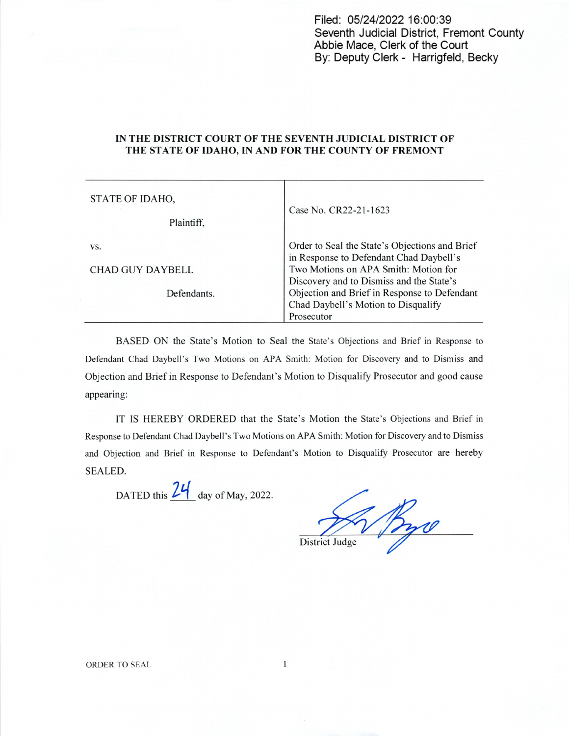Filed: 05/24/2022 16:00:39
Seventh Judicial District, Fremont County
Abbie Mace, Clerk of the Court
By: Deputy Clerk - Harrigfeld, Becky

**IN THE DISTRICT COURT OF THE SEVENTH JUDICIAL DISTRICT OF THE STATE OF IDAHO, IN AND FOR THE COUNTY OF FREMONT**

| | |
|---|---|
| STATE OF IDAHO,<br><br>Plaintiff,<br><br>vs.<br><br>CHAD GUY DAYBELL<br><br>Defendants. | Case No. CR22-21-1623<br><br>Order to Seal the State's Objections and Brief in Response to Defendant Chad Daybell's Two Motions on APA Smith: Motion for Discovery and to Dismiss and the State's Objection and Brief in Response to Defendant Chad Daybell's Motion to Disqualify Prosecutor |

BASED ON the State's Motion to Seal the State's Objections and Brief in Response to Defendant Chad Daybell's Two Motions on APA Smith: Motion for Discovery and to Dismiss and Objection and Brief in Response to Defendant's Motion to Disqualify Prosecutor and good cause appearing:

IT IS HEREBY ORDERED that the State's Motion the State's Objections and Brief in Response to Defendant Chad Daybell's Two Motions on APA Smith: Motion for Discovery and to Dismiss and Objection and Brief in Response to Defendant's Motion to Disqualify Prosecutor are hereby SEALED.

DATED this 24 day of May, 2022.

District Judge

ORDER TO SEAL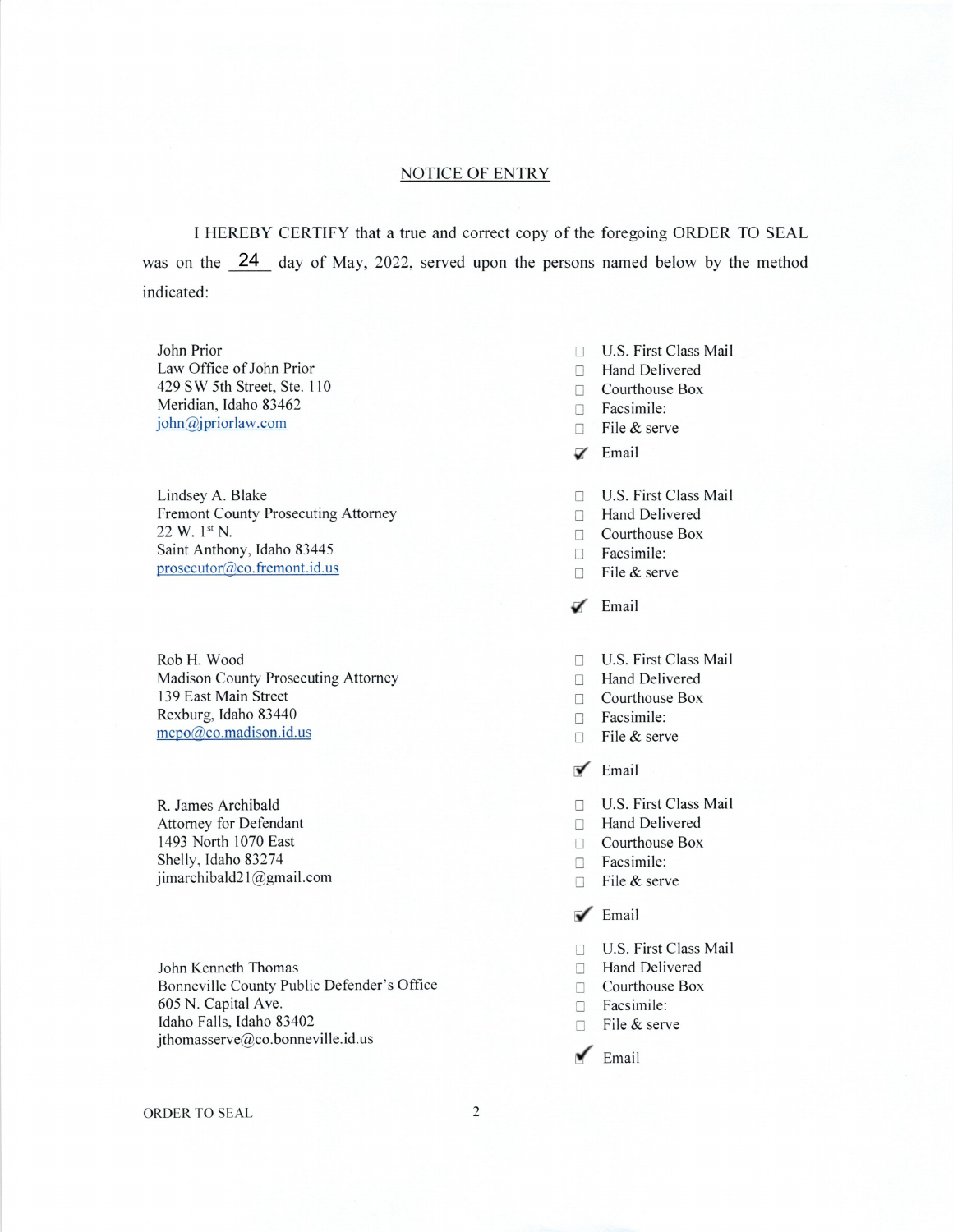## NOTICE OF ENTRY

I HEREBY CERTIFY that a true and correct copy of the foregoing ORDER TO SEAL was on the 24 day of May, 2022, served upon the persons named below by the method indicated:

John Prior
Law Office of John Prior
429 SW 5th Street, Ste. 110
Meridian, Idaho 83462
john@jpriorlaw.com

- ☐ U.S. First Class Mail
- ☐ Hand Delivered
- ☐ Courthouse Box
- ☐ Facsimile:
- ☐ File & serve
- ☑ Email

Lindsey A. Blake
Fremont County Prosecuting Attorney
22 W. 1st N.
Saint Anthony, Idaho 83445
prosecutor@co.fremont.id.us

- ☐ U.S. First Class Mail
- ☐ Hand Delivered
- ☐ Courthouse Box
- ☐ Facsimile:
- ☐ File & serve
- ☑ Email

Rob H. Wood
Madison County Prosecuting Attorney
139 East Main Street
Rexburg, Idaho 83440
mcpo@co.madison.id.us

- ☐ U.S. First Class Mail
- ☐ Hand Delivered
- ☐ Courthouse Box
- ☐ Facsimile:
- ☐ File & serve
- ☑ Email

R. James Archibald
Attorney for Defendant
1493 North 1070 East
Shelly, Idaho 83274
jimarchibald21@gmail.com

- ☐ U.S. First Class Mail
- ☐ Hand Delivered
- ☐ Courthouse Box
- ☐ Facsimile:
- ☐ File & serve
- ☑ Email

John Kenneth Thomas
Bonneville County Public Defender's Office
605 N. Capital Ave.
Idaho Falls, Idaho 83402
jthomasserve@co.bonneville.id.us

- ☐ U.S. First Class Mail
- ☐ Hand Delivered
- ☐ Courthouse Box
- ☐ Facsimile:
- ☐ File & serve
- ☑ Email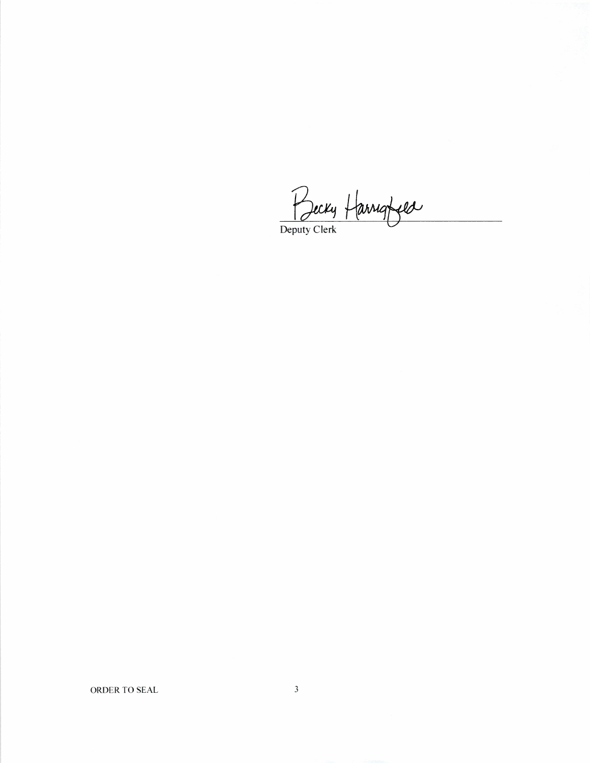Becky Harrigfeld

Deputy Clerk